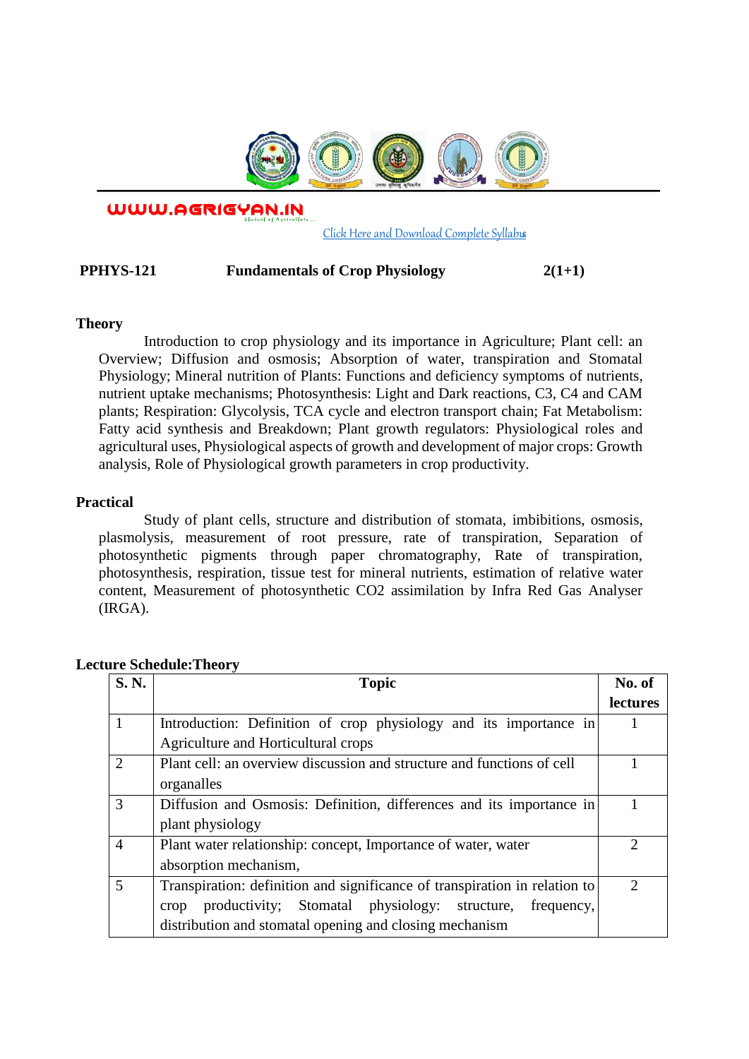WWW.AGRIGYAN.IN

Click Here and Download Complete Syllabus

**PPHYS-121 Fundamentals of Crop Physiology 2(1+1)**

### Theory

Introduction to crop physiology and its importance in Agriculture; Plant cell: an Overview; Diffusion and osmosis; Absorption of water, transpiration and Stomatal Physiology; Mineral nutrition of Plants: Functions and deficiency symptoms of nutrients, nutrient uptake mechanisms; Photosynthesis: Light and Dark reactions, C3, C4 and CAM plants; Respiration: Glycolysis, TCA cycle and electron transport chain; Fat Metabolism: Fatty acid synthesis and Breakdown; Plant growth regulators: Physiological roles and agricultural uses, Physiological aspects of growth and development of major crops: Growth analysis, Role of Physiological growth parameters in crop productivity.

### Practical

Study of plant cells, structure and distribution of stomata, imbibitions, osmosis, plasmolysis, measurement of root pressure, rate of transpiration, Separation of photosynthetic pigments through paper chromatography, Rate of transpiration, photosynthesis, respiration, tissue test for mineral nutrients, estimation of relative water content, Measurement of photosynthetic $CO_2$ assimilation by Infra Red Gas Analyser (IRGA).

### Lecture Schedule:Theory

| S. N. | Topic | No. of lectures |
|---|---|---|
| 1 | Introduction: Definition of crop physiology and its importance in Agriculture and Horticultural crops | 1 |
| 2 | Plant cell: an overview discussion and structure and functions of cell organalles | 1 |
| 3 | Diffusion and Osmosis: Definition, differences and its importance in plant physiology | 1 |
| 4 | Plant water relationship: concept, Importance of water, water absorption mechanism, | 2 |
| 5 | Transpiration: definition and significance of transpiration in relation to crop productivity; Stomatal physiology: structure, frequency, distribution and stomatal opening and closing mechanism | 2 |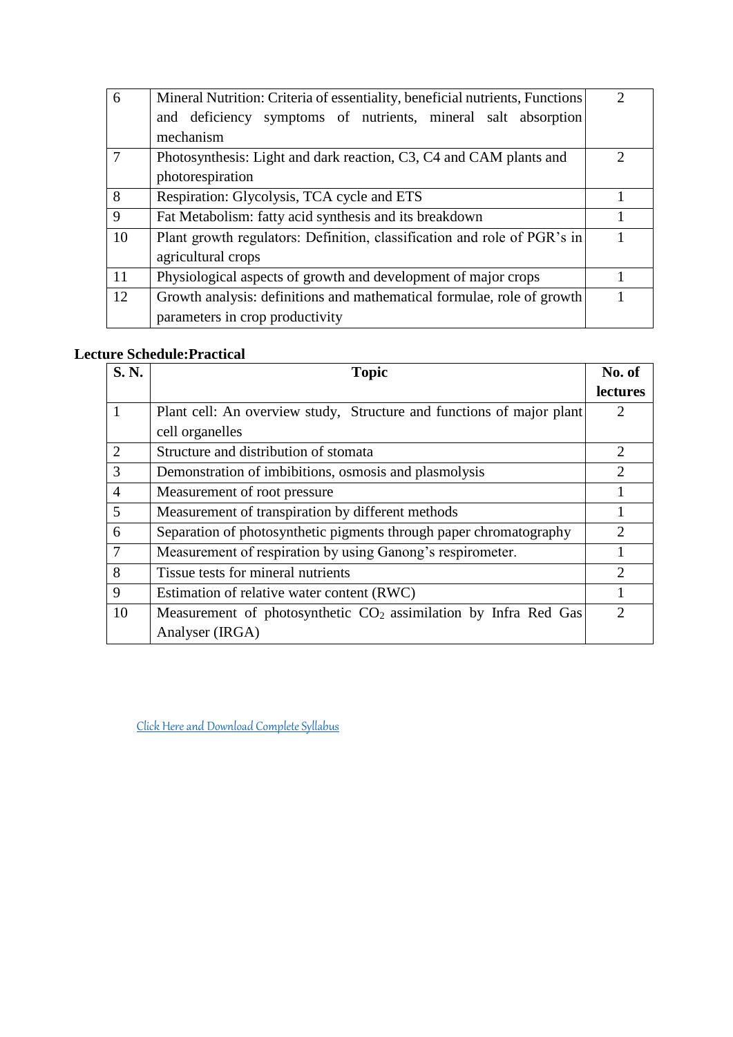| | | |
|---|---|---|
| 6 | Mineral Nutrition: Criteria of essentiality, beneficial nutrients, Functions and deficiency symptoms of nutrients, mineral salt absorption mechanism | 2 |
| 7 | Photosynthesis: Light and dark reaction, C3, C4 and CAM plants and photorespiration | 2 |
| 8 | Respiration: Glycolysis, TCA cycle and ETS | 1 |
| 9 | Fat Metabolism: fatty acid synthesis and its breakdown | 1 |
| 10 | Plant growth regulators: Definition, classification and role of PGR's in agricultural crops | 1 |
| 11 | Physiological aspects of growth and development of major crops | 1 |
| 12 | Growth analysis: definitions and mathematical formulae, role of growth parameters in crop productivity | 1 |

**Lecture Schedule:Practical**

| S. N. | Topic | No. of lectures |
|---|---|---|
| 1 | Plant cell: An overview study, Structure and functions of major plant cell organelles | 2 |
| 2 | Structure and distribution of stomata | 2 |
| 3 | Demonstration of imbibitions, osmosis and plasmolysis | 2 |
| 4 | Measurement of root pressure | 1 |
| 5 | Measurement of transpiration by different methods | 1 |
| 6 | Separation of photosynthetic pigments through paper chromatography | 2 |
| 7 | Measurement of respiration by using Ganong's respirometer. | 1 |
| 8 | Tissue tests for mineral nutrients | 2 |
| 9 | Estimation of relative water content (RWC) | 1 |
| 10 | Measurement of photosynthetic $CO_2$ assimilation by Infra Red Gas Analyser (IRGA) | 2 |

Click Here and Download Complete Syllabus